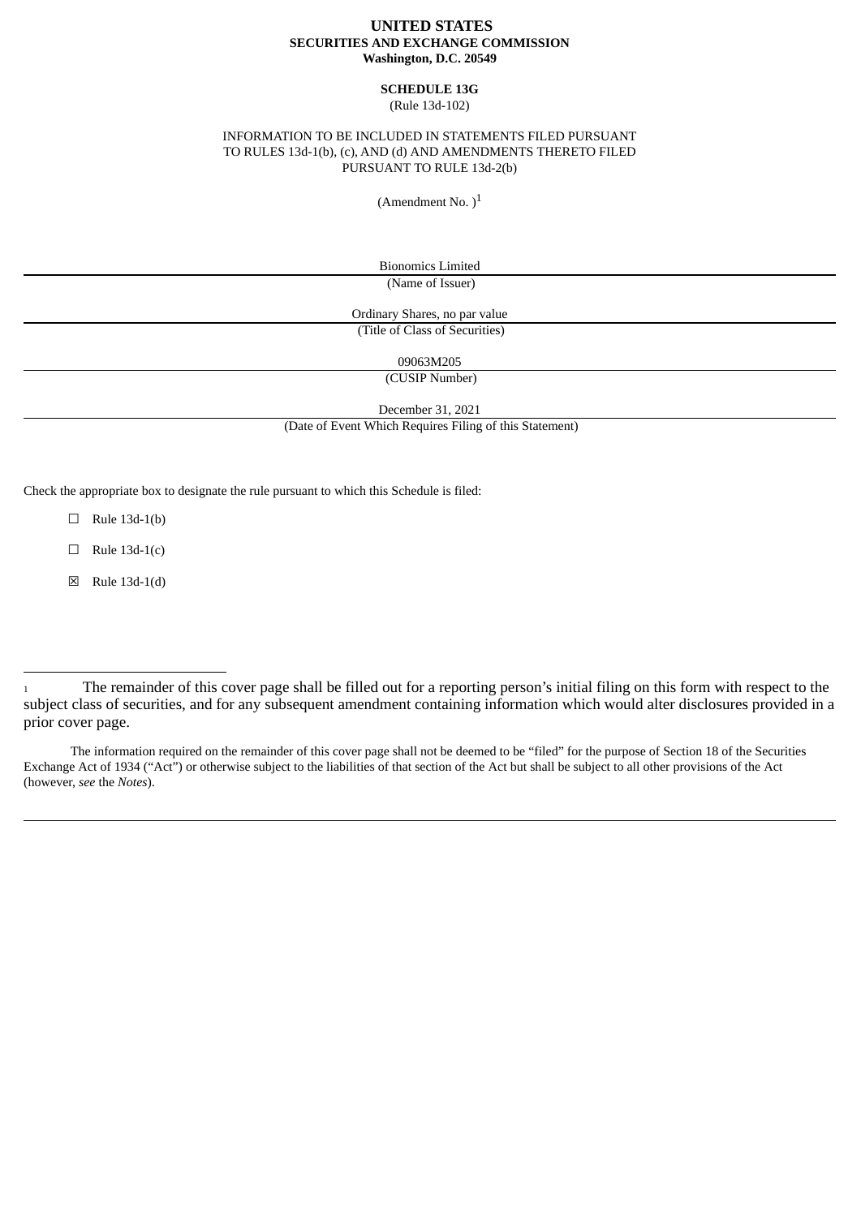**UNITED STATES**
**SECURITIES AND EXCHANGE COMMISSION**
**Washington, D.C. 20549**

**SCHEDULE 13G**

(Rule 13d-102)

INFORMATION TO BE INCLUDED IN STATEMENTS FILED PURSUANT TO RULES 13d-1(b), (c), AND (d) AND AMENDMENTS THERETO FILED PURSUANT TO RULE 13d-2(b)

(Amendment No. )[1]

Bionomics Limited

(Name of Issuer)

Ordinary Shares, no par value

(Title of Class of Securities)

09063M205

(CUSIP Number)

December 31, 2021

(Date of Event Which Requires Filing of this Statement)

Check the appropriate box to designate the rule pursuant to which this Schedule is filed:

☐ Rule 13d-1(b)

☐ Rule 13d-1(c)

☒ Rule 13d-1(d)

---

[1] The remainder of this cover page shall be filled out for a reporting person's initial filing on this form with respect to the subject class of securities, and for any subsequent amendment containing information which would alter disclosures provided in a prior cover page.

The information required on the remainder of this cover page shall not be deemed to be "filed" for the purpose of Section 18 of the Securities Exchange Act of 1934 ("Act") or otherwise subject to the liabilities of that section of the Act but shall be subject to all other provisions of the Act (however, *see* the *Notes*).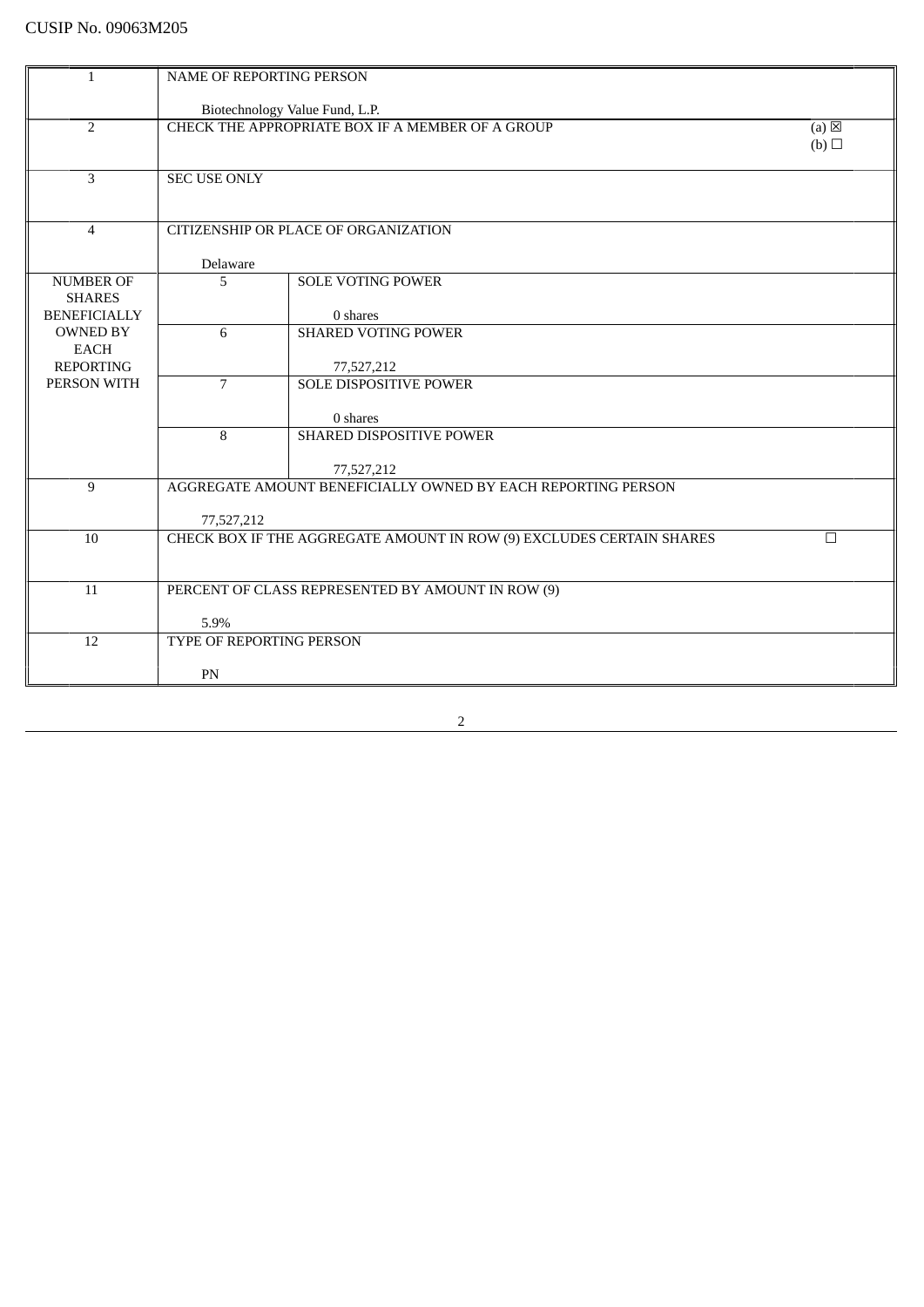CUSIP No. 09063M205

| | | | |
|---|---|---|---|
| 1 | NAME OF REPORTING PERSON<br><br>Biotechnology Value Fund, L.P. | | |
| 2 | CHECK THE APPROPRIATE BOX IF A MEMBER OF A GROUP | | (a) ☒<br>(b) ☐ |
| 3 | SEC USE ONLY | | |
| 4 | CITIZENSHIP OR PLACE OF ORGANIZATION<br><br>Delaware | | |
| NUMBER OF SHARES BENEFICIALLY OWNED BY EACH REPORTING PERSON WITH | 5 | SOLE VOTING POWER<br><br>0 shares | |
| | 6 | SHARED VOTING POWER<br><br>77,527,212 | |
| | 7 | SOLE DISPOSITIVE POWER<br><br>0 shares | |
| | 8 | SHARED DISPOSITIVE POWER<br><br>77,527,212 | |
| 9 | AGGREGATE AMOUNT BENEFICIALLY OWNED BY EACH REPORTING PERSON<br><br>77,527,212 | | |
| 10 | CHECK BOX IF THE AGGREGATE AMOUNT IN ROW (9) EXCLUDES CERTAIN SHARES | | ☐ |
| 11 | PERCENT OF CLASS REPRESENTED BY AMOUNT IN ROW (9)<br><br>5.9% | | |
| 12 | TYPE OF REPORTING PERSON<br><br>PN | | |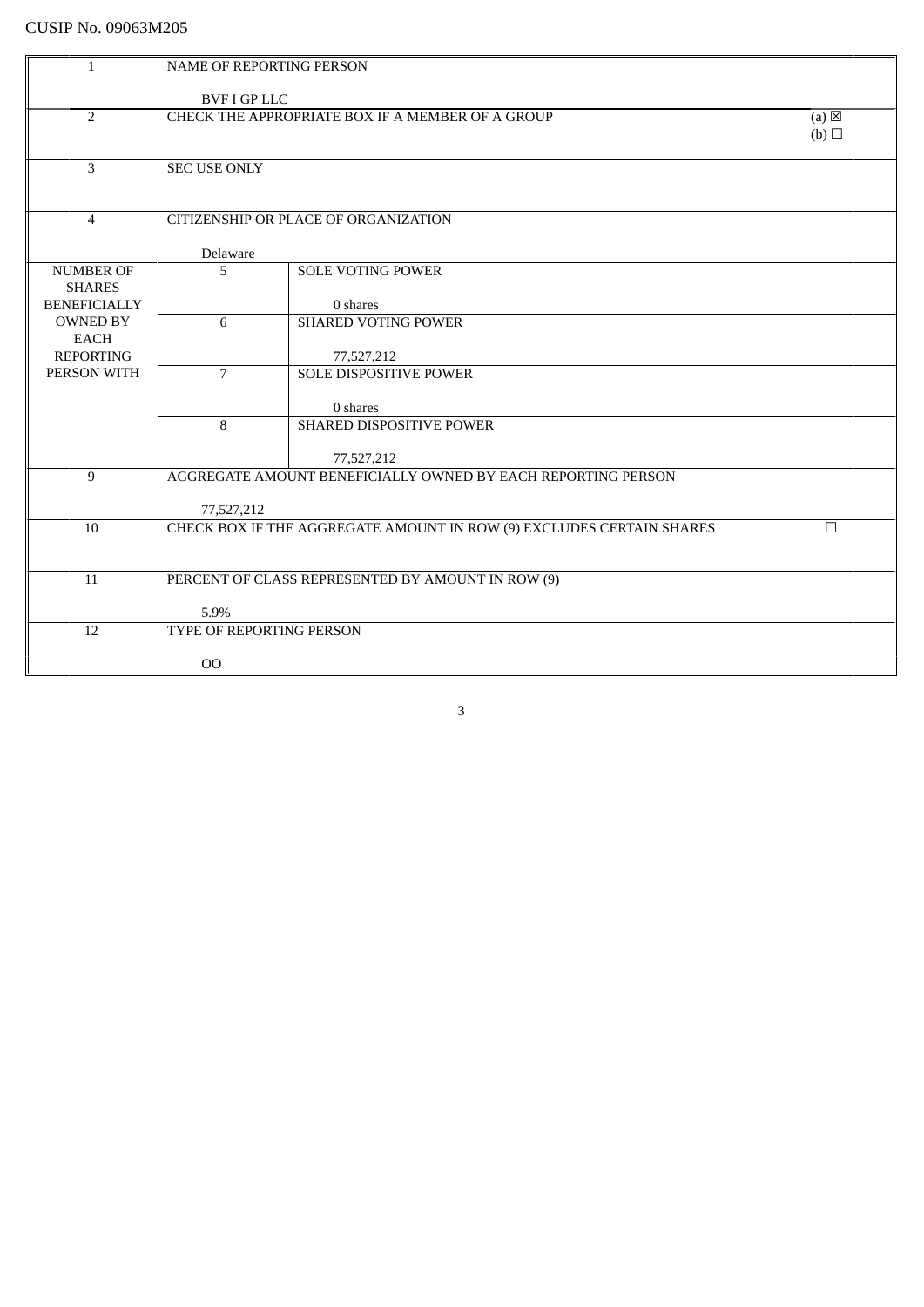CUSIP No. 09063M205

| | | | |
|---|---|---|---|
| 1 | NAME OF REPORTING PERSON<br><br>BVF I GP LLC | | |
| 2 | CHECK THE APPROPRIATE BOX IF A MEMBER OF A GROUP | | (a) ☒<br>(b) ☐ |
| 3 | SEC USE ONLY | | |
| 4 | CITIZENSHIP OR PLACE OF ORGANIZATION<br><br>Delaware | | |
| NUMBER OF SHARES BENEFICIALLY OWNED BY EACH REPORTING PERSON WITH | 5 | SOLE VOTING POWER<br><br>0 shares | |
| | 6 | SHARED VOTING POWER<br><br>77,527,212 | |
| | 7 | SOLE DISPOSITIVE POWER<br><br>0 shares | |
| | 8 | SHARED DISPOSITIVE POWER<br><br>77,527,212 | |
| 9 | AGGREGATE AMOUNT BENEFICIALLY OWNED BY EACH REPORTING PERSON<br><br>77,527,212 | | |
| 10 | CHECK BOX IF THE AGGREGATE AMOUNT IN ROW (9) EXCLUDES CERTAIN SHARES | | ☐ |
| 11 | PERCENT OF CLASS REPRESENTED BY AMOUNT IN ROW (9)<br><br>5.9% | | |
| 12 | TYPE OF REPORTING PERSON<br><br>OO | | |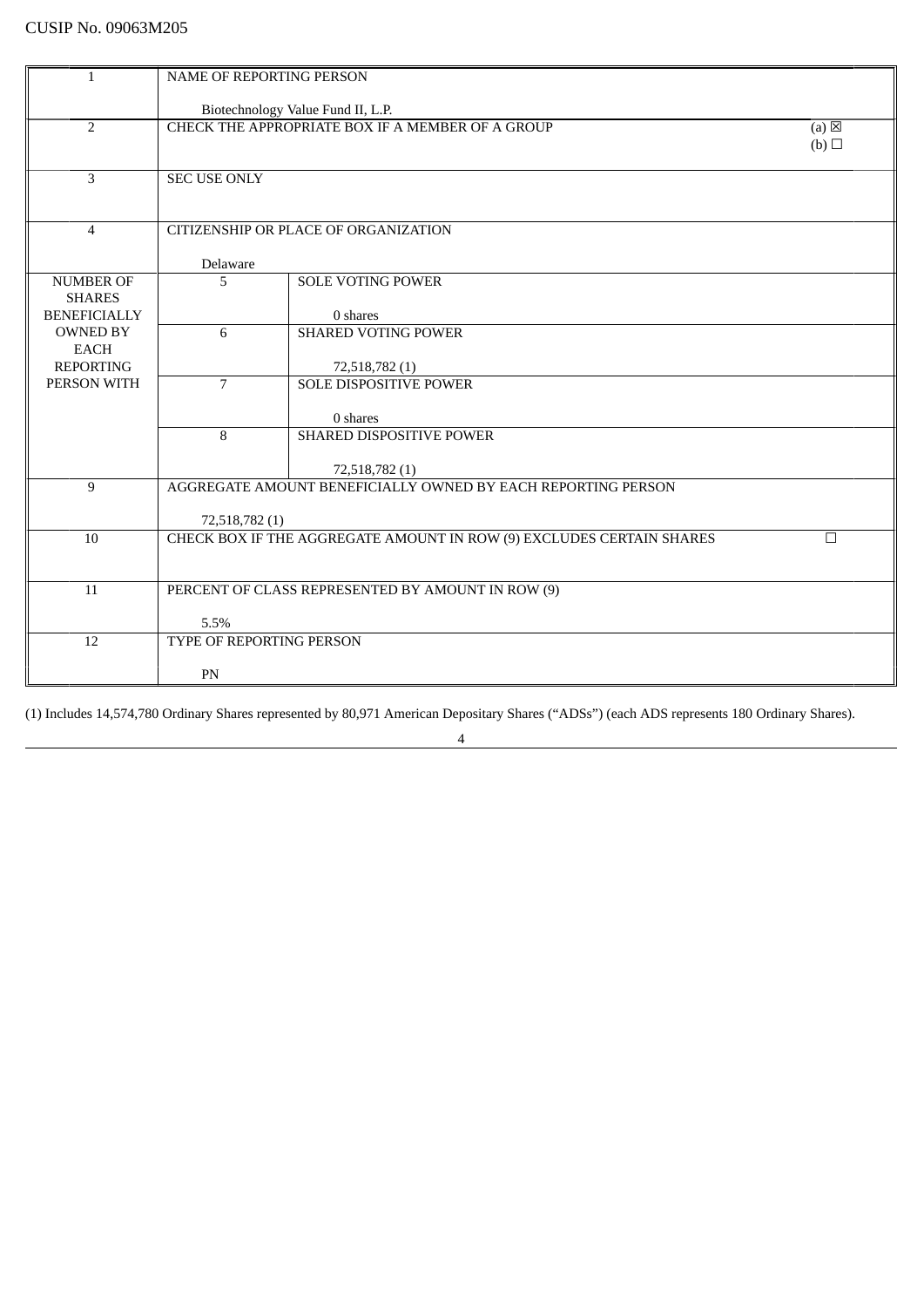CUSIP No. 09063M205

| | | | |
|---|---|---|---|
| 1 | NAME OF REPORTING PERSON<br><br>Biotechnology Value Fund II, L.P. | | |
| 2 | CHECK THE APPROPRIATE BOX IF A MEMBER OF A GROUP | | (a) ☒<br>(b) ☐ |
| 3 | SEC USE ONLY | | |
| 4 | CITIZENSHIP OR PLACE OF ORGANIZATION<br><br>Delaware | | |
| NUMBER OF SHARES BENEFICIALLY OWNED BY EACH REPORTING PERSON WITH | 5 | SOLE VOTING POWER<br><br>0 shares | |
| | 6 | SHARED VOTING POWER<br><br>72,518,782 (1) | |
| | 7 | SOLE DISPOSITIVE POWER<br><br>0 shares | |
| | 8 | SHARED DISPOSITIVE POWER<br><br>72,518,782 (1) | |
| 9 | AGGREGATE AMOUNT BENEFICIALLY OWNED BY EACH REPORTING PERSON<br><br>72,518,782 (1) | | |
| 10 | CHECK BOX IF THE AGGREGATE AMOUNT IN ROW (9) EXCLUDES CERTAIN SHARES | | ☐ |
| 11 | PERCENT OF CLASS REPRESENTED BY AMOUNT IN ROW (9)<br><br>5.5% | | |
| 12 | TYPE OF REPORTING PERSON<br><br>PN | | |

(1) Includes 14,574,780 Ordinary Shares represented by 80,971 American Depositary Shares ("ADSs") (each ADS represents 180 Ordinary Shares).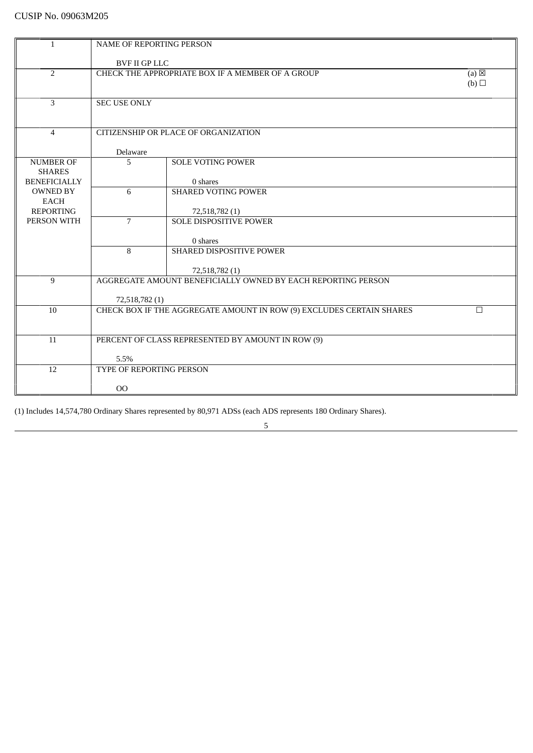CUSIP No. 09063M205

| 1 | NAME OF REPORTING PERSON<br><br>BVF II GP LLC | | |
|---|---|---|---|
| 2 | CHECK THE APPROPRIATE BOX IF A MEMBER OF A GROUP | | (a) ☒<br>(b) ☐ |
| 3 | SEC USE ONLY | | |
| 4 | CITIZENSHIP OR PLACE OF ORGANIZATION<br><br>Delaware | | |
| NUMBER OF SHARES BENEFICIALLY OWNED BY EACH REPORTING PERSON WITH | 5 | SOLE VOTING POWER<br><br>0 shares | |
| | 6 | SHARED VOTING POWER<br><br>72,518,782 (1) | |
| | 7 | SOLE DISPOSITIVE POWER<br><br>0 shares | |
| | 8 | SHARED DISPOSITIVE POWER<br><br>72,518,782 (1) | |
| 9 | AGGREGATE AMOUNT BENEFICIALLY OWNED BY EACH REPORTING PERSON<br><br>72,518,782 (1) | | |
| 10 | CHECK BOX IF THE AGGREGATE AMOUNT IN ROW (9) EXCLUDES CERTAIN SHARES | | ☐ |
| 11 | PERCENT OF CLASS REPRESENTED BY AMOUNT IN ROW (9)<br><br>5.5% | | |
| 12 | TYPE OF REPORTING PERSON<br><br>OO | | |

(1) Includes 14,574,780 Ordinary Shares represented by 80,971 ADSs (each ADS represents 180 Ordinary Shares).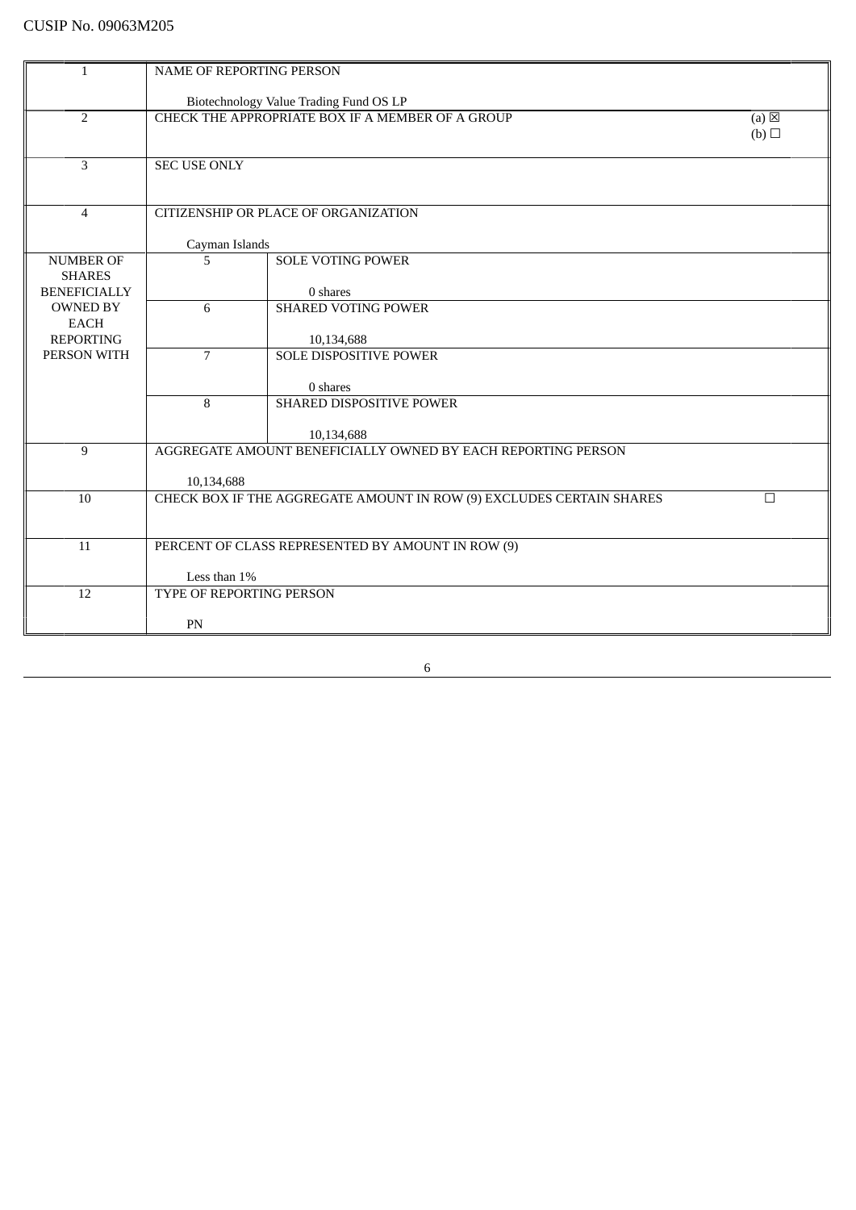CUSIP No. 09063M205

| | | | |
|---|---|---|---|
| 1 | NAME OF REPORTING PERSON<br><br>Biotechnology Value Trading Fund OS LP | | |
| 2 | CHECK THE APPROPRIATE BOX IF A MEMBER OF A GROUP | | (a) ☒<br>(b) ☐ |
| 3 | SEC USE ONLY | | |
| 4 | CITIZENSHIP OR PLACE OF ORGANIZATION<br><br>Cayman Islands | | |
| NUMBER OF SHARES BENEFICIALLY OWNED BY EACH REPORTING PERSON WITH | 5 | SOLE VOTING POWER<br><br>0 shares | |
| | 6 | SHARED VOTING POWER<br><br>10,134,688 | |
| | 7 | SOLE DISPOSITIVE POWER<br><br>0 shares | |
| | 8 | SHARED DISPOSITIVE POWER<br><br>10,134,688 | |
| 9 | AGGREGATE AMOUNT BENEFICIALLY OWNED BY EACH REPORTING PERSON<br><br>10,134,688 | | |
| 10 | CHECK BOX IF THE AGGREGATE AMOUNT IN ROW (9) EXCLUDES CERTAIN SHARES | | ☐ |
| 11 | PERCENT OF CLASS REPRESENTED BY AMOUNT IN ROW (9)<br><br>Less than 1% | | |
| 12 | TYPE OF REPORTING PERSON<br><br>PN | | |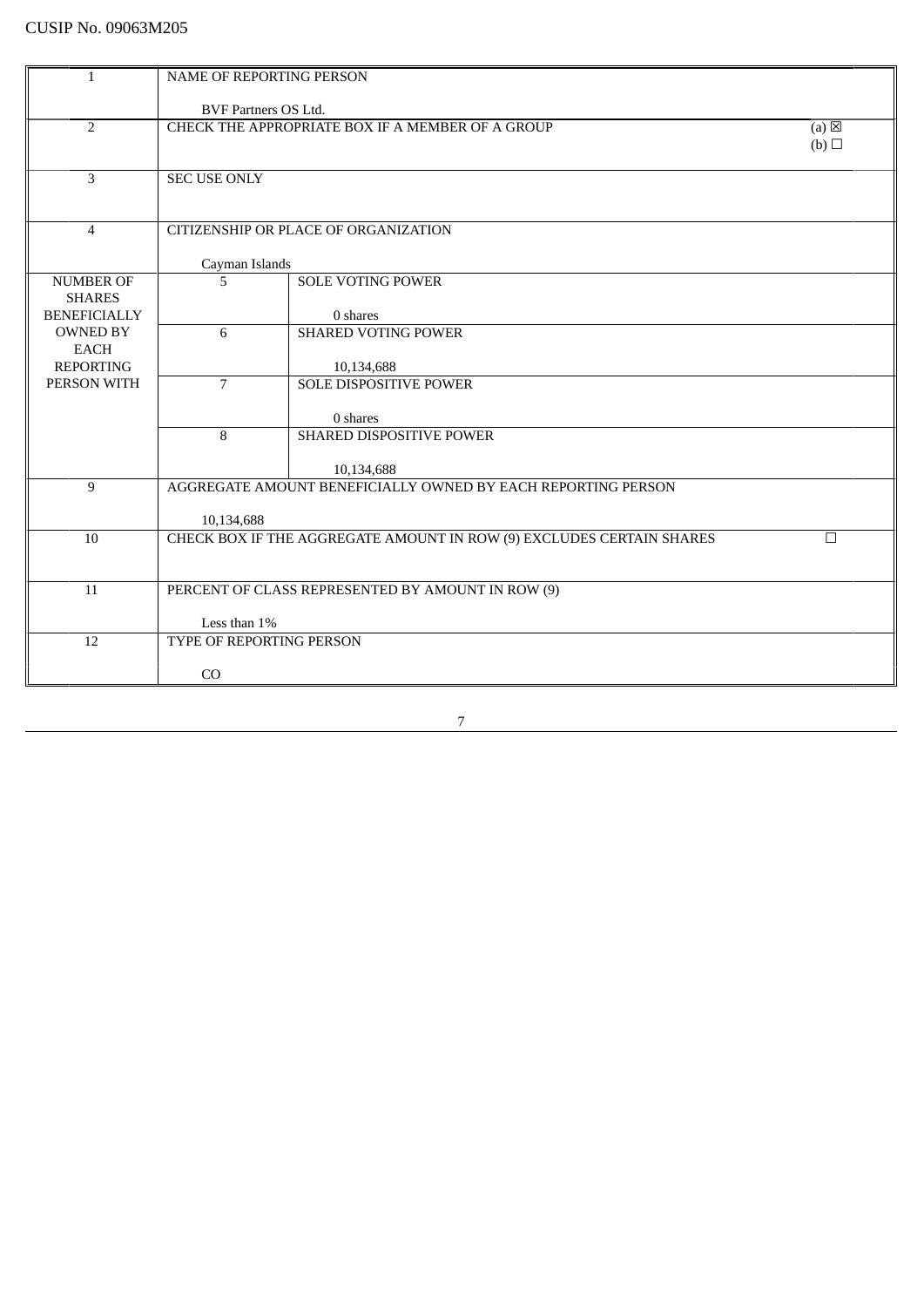CUSIP No. 09063M205

| | | | |
|---|---|---|---|
| 1 | NAME OF REPORTING PERSON<br><br>BVF Partners OS Ltd. | | |
| 2 | CHECK THE APPROPRIATE BOX IF A MEMBER OF A GROUP | | (a) ☒<br>(b) ☐ |
| 3 | SEC USE ONLY | | |
| 4 | CITIZENSHIP OR PLACE OF ORGANIZATION<br><br>Cayman Islands | | |
| NUMBER OF SHARES BENEFICIALLY OWNED BY EACH REPORTING PERSON WITH | 5 | SOLE VOTING POWER<br><br>0 shares | |
| | 6 | SHARED VOTING POWER<br><br>10,134,688 | |
| | 7 | SOLE DISPOSITIVE POWER<br><br>0 shares | |
| | 8 | SHARED DISPOSITIVE POWER<br><br>10,134,688 | |
| 9 | AGGREGATE AMOUNT BENEFICIALLY OWNED BY EACH REPORTING PERSON<br><br>10,134,688 | | |
| 10 | CHECK BOX IF THE AGGREGATE AMOUNT IN ROW (9) EXCLUDES CERTAIN SHARES | | ☐ |
| 11 | PERCENT OF CLASS REPRESENTED BY AMOUNT IN ROW (9)<br><br>Less than 1% | | |
| 12 | TYPE OF REPORTING PERSON<br><br>CO | | |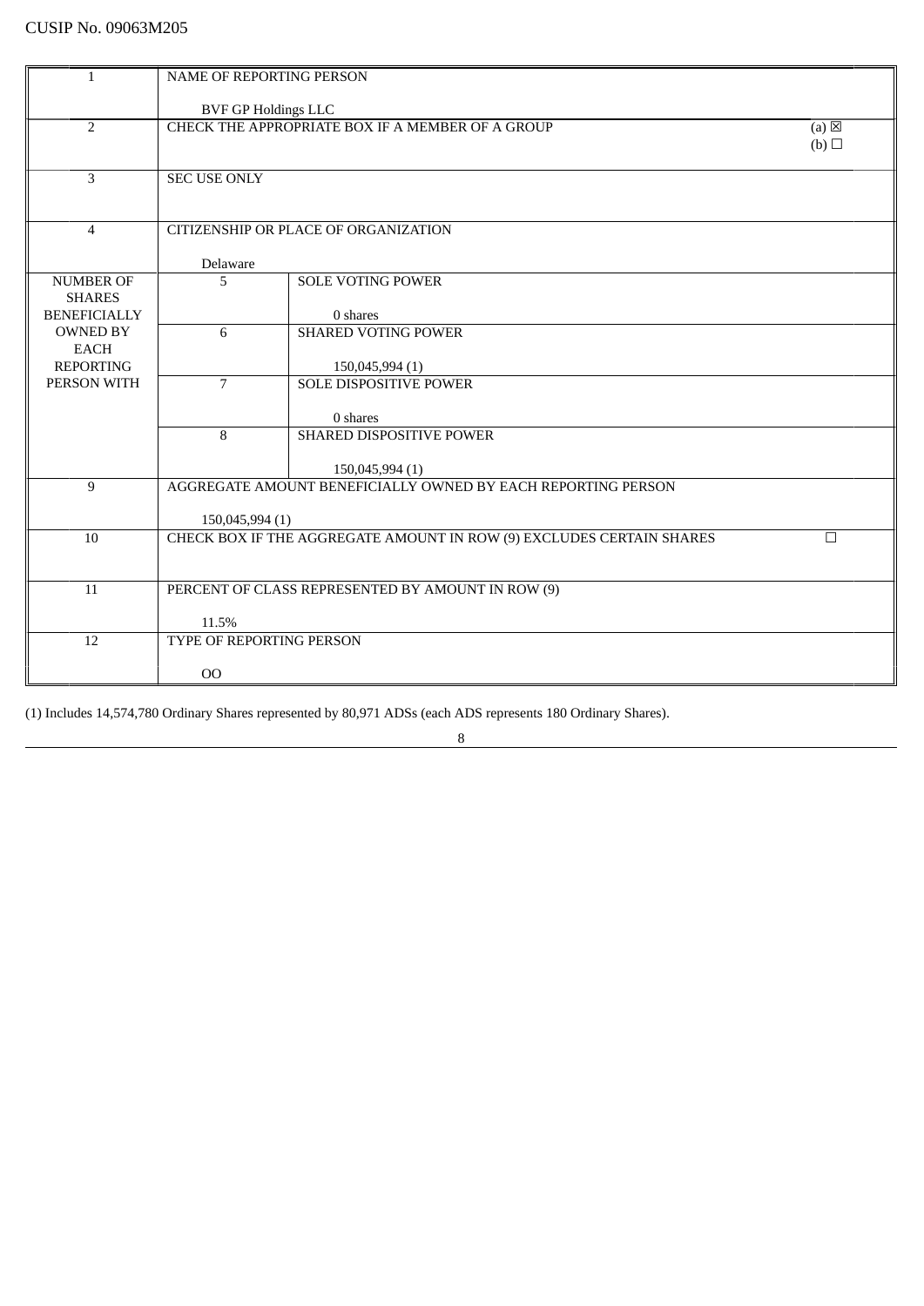CUSIP No. 09063M205

| | | | |
|---|---|---|---|
| 1 | NAME OF REPORTING PERSON<br><br>BVF GP Holdings LLC | | |
| 2 | CHECK THE APPROPRIATE BOX IF A MEMBER OF A GROUP | | (a) ☒<br>(b) ☐ |
| 3 | SEC USE ONLY | | |
| 4 | CITIZENSHIP OR PLACE OF ORGANIZATION<br><br>Delaware | | |
| NUMBER OF SHARES BENEFICIALLY OWNED BY EACH REPORTING PERSON WITH | 5 | SOLE VOTING POWER<br><br>0 shares | |
| | 6 | SHARED VOTING POWER<br><br>150,045,994 (1) | |
| | 7 | SOLE DISPOSITIVE POWER<br><br>0 shares | |
| | 8 | SHARED DISPOSITIVE POWER<br><br>150,045,994 (1) | |
| 9 | AGGREGATE AMOUNT BENEFICIALLY OWNED BY EACH REPORTING PERSON<br><br>150,045,994 (1) | | |
| 10 | CHECK BOX IF THE AGGREGATE AMOUNT IN ROW (9) EXCLUDES CERTAIN SHARES | | ☐ |
| 11 | PERCENT OF CLASS REPRESENTED BY AMOUNT IN ROW (9)<br><br>11.5% | | |
| 12 | TYPE OF REPORTING PERSON<br><br>OO | | |

(1) Includes 14,574,780 Ordinary Shares represented by 80,971 ADSs (each ADS represents 180 Ordinary Shares).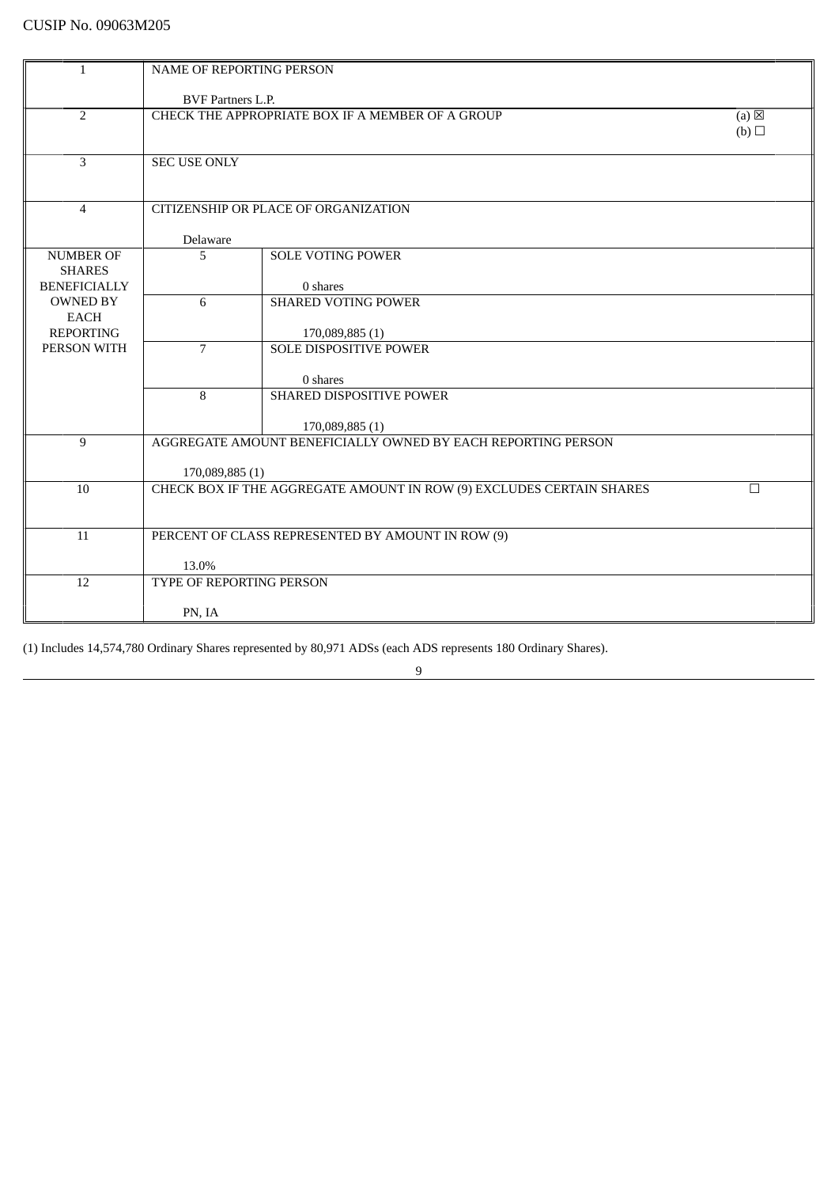CUSIP No. 09063M205

| 1 | NAME OF REPORTING PERSON<br><br>BVF Partners L.P. | | |
|---|---|---|---|
| 2 | CHECK THE APPROPRIATE BOX IF A MEMBER OF A GROUP | | (a) ☒<br>(b) ☐ |
| 3 | SEC USE ONLY | | |
| 4 | CITIZENSHIP OR PLACE OF ORGANIZATION<br><br>Delaware | | |
| NUMBER OF SHARES BENEFICIALLY OWNED BY EACH REPORTING PERSON WITH | 5 | SOLE VOTING POWER<br><br>0 shares | |
| | 6 | SHARED VOTING POWER<br><br>170,089,885 (1) | |
| | 7 | SOLE DISPOSITIVE POWER<br><br>0 shares | |
| | 8 | SHARED DISPOSITIVE POWER<br><br>170,089,885 (1) | |
| 9 | AGGREGATE AMOUNT BENEFICIALLY OWNED BY EACH REPORTING PERSON<br><br>170,089,885 (1) | | |
| 10 | CHECK BOX IF THE AGGREGATE AMOUNT IN ROW (9) EXCLUDES CERTAIN SHARES | | ☐ |
| 11 | PERCENT OF CLASS REPRESENTED BY AMOUNT IN ROW (9)<br><br>13.0% | | |
| 12 | TYPE OF REPORTING PERSON<br><br>PN, IA | | |

(1) Includes 14,574,780 Ordinary Shares represented by 80,971 ADSs (each ADS represents 180 Ordinary Shares).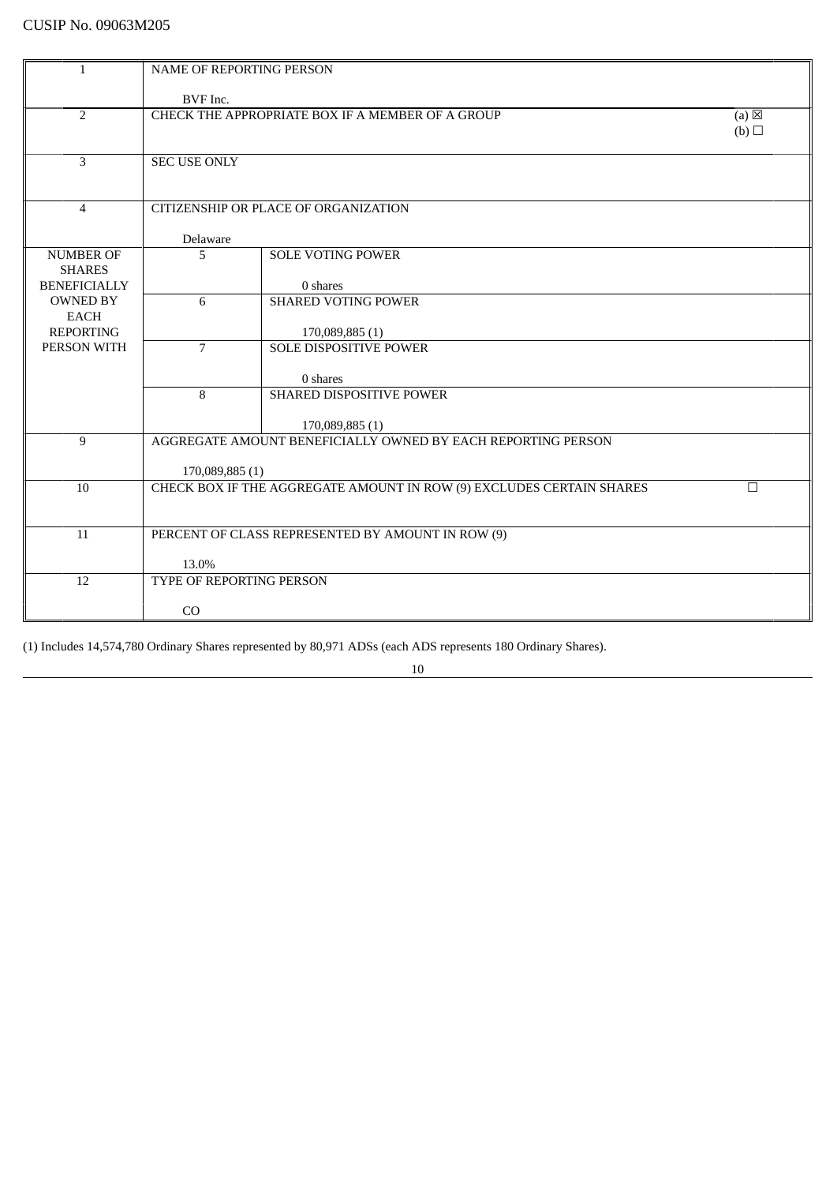CUSIP No. 09063M205

| | | | |
|---|---|---|---|
| 1 | NAME OF REPORTING PERSON<br><br>BVF Inc. | | |
| 2 | CHECK THE APPROPRIATE BOX IF A MEMBER OF A GROUP | | (a) ☒<br>(b) ☐ |
| 3 | SEC USE ONLY | | |
| 4 | CITIZENSHIP OR PLACE OF ORGANIZATION<br><br>Delaware | | |
| NUMBER OF SHARES BENEFICIALLY OWNED BY EACH REPORTING PERSON WITH | 5 | SOLE VOTING POWER<br><br>0 shares | |
| | 6 | SHARED VOTING POWER<br><br>170,089,885 (1) | |
| | 7 | SOLE DISPOSITIVE POWER<br><br>0 shares | |
| | 8 | SHARED DISPOSITIVE POWER<br><br>170,089,885 (1) | |
| 9 | AGGREGATE AMOUNT BENEFICIALLY OWNED BY EACH REPORTING PERSON<br><br>170,089,885 (1) | | |
| 10 | CHECK BOX IF THE AGGREGATE AMOUNT IN ROW (9) EXCLUDES CERTAIN SHARES | | ☐ |
| 11 | PERCENT OF CLASS REPRESENTED BY AMOUNT IN ROW (9)<br><br>13.0% | | |
| 12 | TYPE OF REPORTING PERSON<br><br>CO | | |

(1) Includes 14,574,780 Ordinary Shares represented by 80,971 ADSs (each ADS represents 180 Ordinary Shares).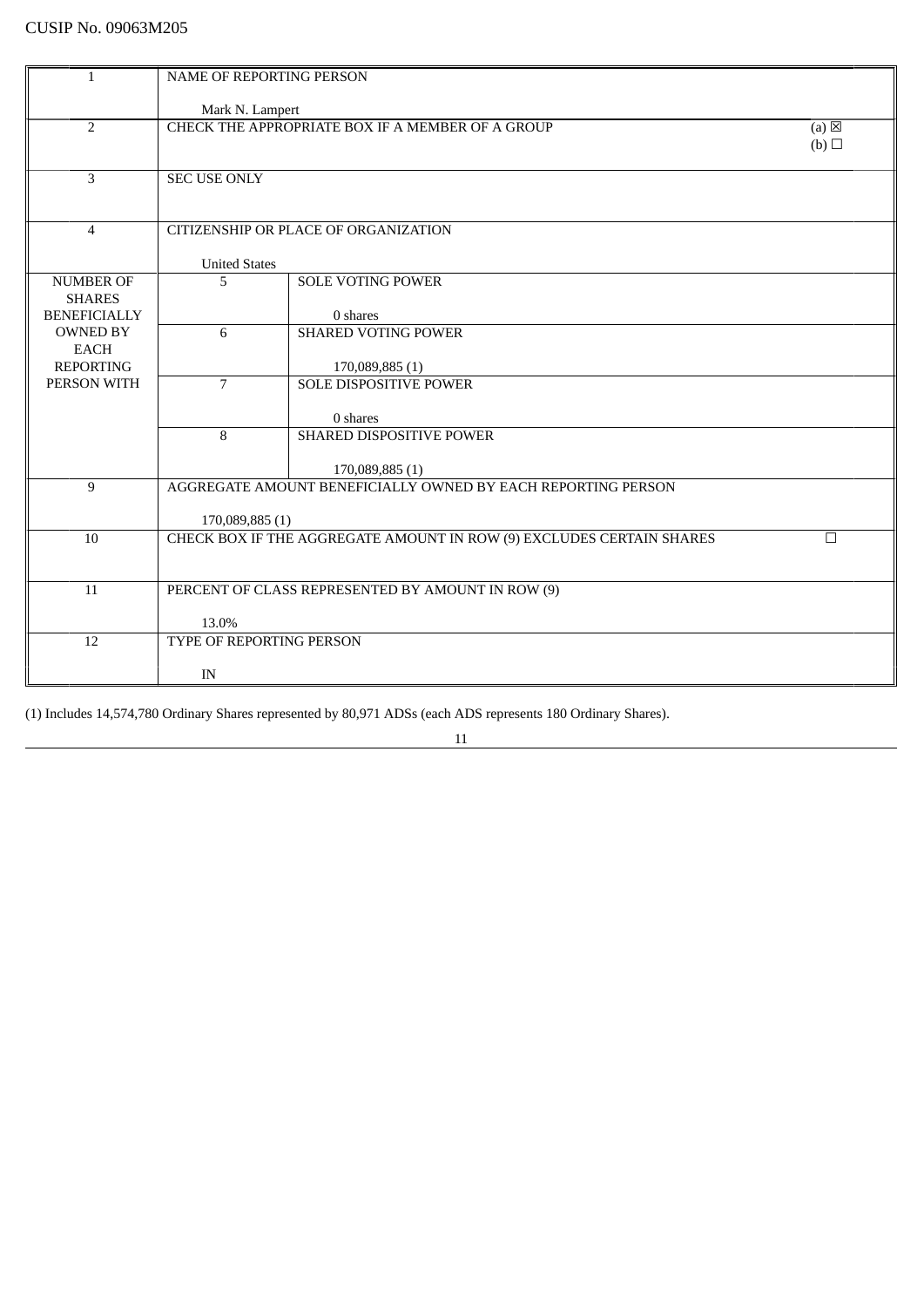CUSIP No. 09063M205

| 1 | NAME OF REPORTING PERSON<br><br>Mark N. Lampert | |
|---|---|---|
| 2 | CHECK THE APPROPRIATE BOX IF A MEMBER OF A GROUP | (a) ☒<br>(b) ☐ |
| 3 | SEC USE ONLY | |
| 4 | CITIZENSHIP OR PLACE OF ORGANIZATION<br><br>United States | |
| NUMBER OF SHARES BENEFICIALLY OWNED BY EACH REPORTING PERSON WITH | 5 | SOLE VOTING POWER<br><br>0 shares |
| | 6 | SHARED VOTING POWER<br><br>170,089,885 (1) |
| | 7 | SOLE DISPOSITIVE POWER<br><br>0 shares |
| | 8 | SHARED DISPOSITIVE POWER<br><br>170,089,885 (1) |
| 9 | AGGREGATE AMOUNT BENEFICIALLY OWNED BY EACH REPORTING PERSON<br><br>170,089,885 (1) | |
| 10 | CHECK BOX IF THE AGGREGATE AMOUNT IN ROW (9) EXCLUDES CERTAIN SHARES | ☐ |
| 11 | PERCENT OF CLASS REPRESENTED BY AMOUNT IN ROW (9)<br><br>13.0% | |
| 12 | TYPE OF REPORTING PERSON<br><br>IN | |

(1) Includes 14,574,780 Ordinary Shares represented by 80,971 ADSs (each ADS represents 180 Ordinary Shares).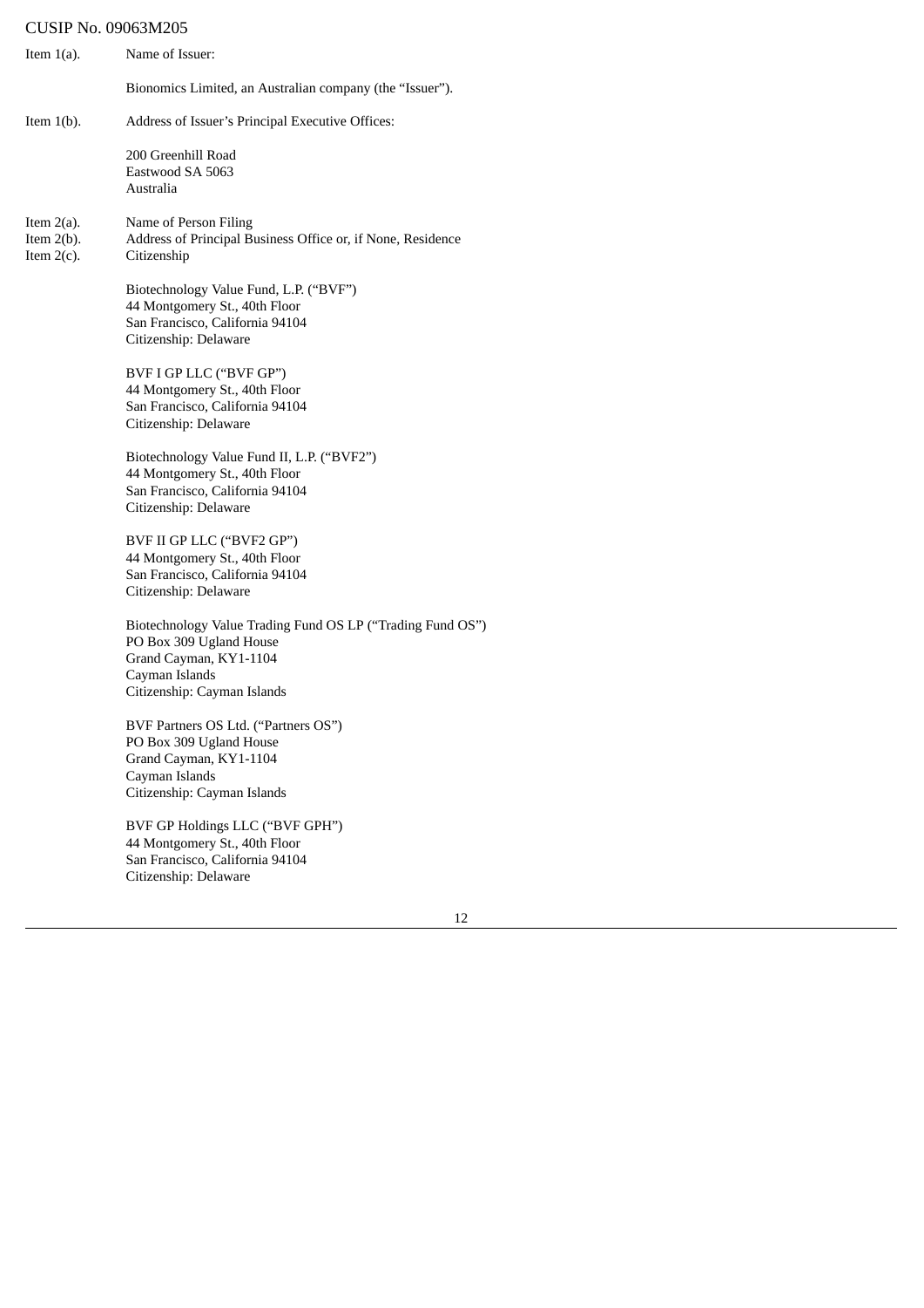CUSIP No. 09063M205

Item 1(a). Name of Issuer:

Bionomics Limited, an Australian company (the "Issuer").

Item 1(b). Address of Issuer's Principal Executive Offices:

200 Greenhill Road
Eastwood SA 5063
Australia

Item 2(a). Name of Person Filing
Item 2(b). Address of Principal Business Office or, if None, Residence
Item 2(c). Citizenship

Biotechnology Value Fund, L.P. ("BVF")
44 Montgomery St., 40th Floor
San Francisco, California 94104
Citizenship: Delaware

BVF I GP LLC ("BVF GP")
44 Montgomery St., 40th Floor
San Francisco, California 94104
Citizenship: Delaware

Biotechnology Value Fund II, L.P. ("BVF2")
44 Montgomery St., 40th Floor
San Francisco, California 94104
Citizenship: Delaware

BVF II GP LLC ("BVF2 GP")
44 Montgomery St., 40th Floor
San Francisco, California 94104
Citizenship: Delaware

Biotechnology Value Trading Fund OS LP ("Trading Fund OS")
PO Box 309 Ugland House
Grand Cayman, KY1-1104
Cayman Islands
Citizenship: Cayman Islands

BVF Partners OS Ltd. ("Partners OS")
PO Box 309 Ugland House
Grand Cayman, KY1-1104
Cayman Islands
Citizenship: Cayman Islands

BVF GP Holdings LLC ("BVF GPH")
44 Montgomery St., 40th Floor
San Francisco, California 94104
Citizenship: Delaware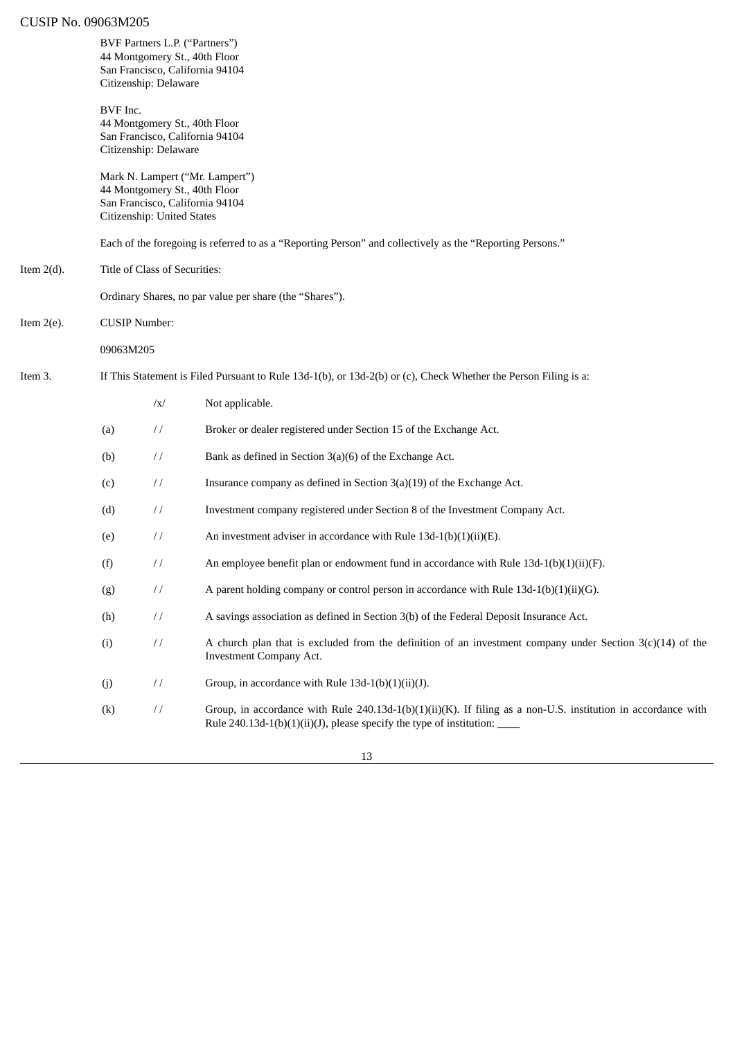BVF Partners L.P. (“Partners”)
44 Montgomery St., 40th Floor
San Francisco, California 94104
Citizenship: Delaware

BVF Inc.
44 Montgomery St., 40th Floor
San Francisco, California 94104
Citizenship: Delaware

Mark N. Lampert (“Mr. Lampert”)
44 Montgomery St., 40th Floor
San Francisco, California 94104
Citizenship: United States

Each of the foregoing is referred to as a “Reporting Person” and collectively as the “Reporting Persons.”

Item 2(d). Title of Class of Securities:

Ordinary Shares, no par value per share (the “Shares”).

Item 2(e). CUSIP Number:

09063M205

Item 3. If This Statement is Filed Pursuant to Rule 13d-1(b), or 13d-2(b) or (c), Check Whether the Person Filing is a:

| | | |
|---|---|---|
| | /x/ | Not applicable. |
| (a) | / / | Broker or dealer registered under Section 15 of the Exchange Act. |
| (b) | / / | Bank as defined in Section 3(a)(6) of the Exchange Act. |
| (c) | / / | Insurance company as defined in Section 3(a)(19) of the Exchange Act. |
| (d) | / / | Investment company registered under Section 8 of the Investment Company Act. |
| (e) | / / | An investment adviser in accordance with Rule 13d-1(b)(1)(ii)(E). |
| (f) | / / | An employee benefit plan or endowment fund in accordance with Rule 13d-1(b)(1)(ii)(F). |
| (g) | / / | A parent holding company or control person in accordance with Rule 13d-1(b)(1)(ii)(G). |
| (h) | / / | A savings association as defined in Section 3(b) of the Federal Deposit Insurance Act. |
| (i) | / / | A church plan that is excluded from the definition of an investment company under Section 3(c)(14) of the Investment Company Act. |
| (j) | / / | Group, in accordance with Rule 13d-1(b)(1)(ii)(J). |
| (k) | / / | Group, in accordance with Rule 240.13d-1(b)(1)(ii)(K). If filing as a non-U.S. institution in accordance with Rule 240.13d-1(b)(1)(ii)(J), please specify the type of institution: ____ |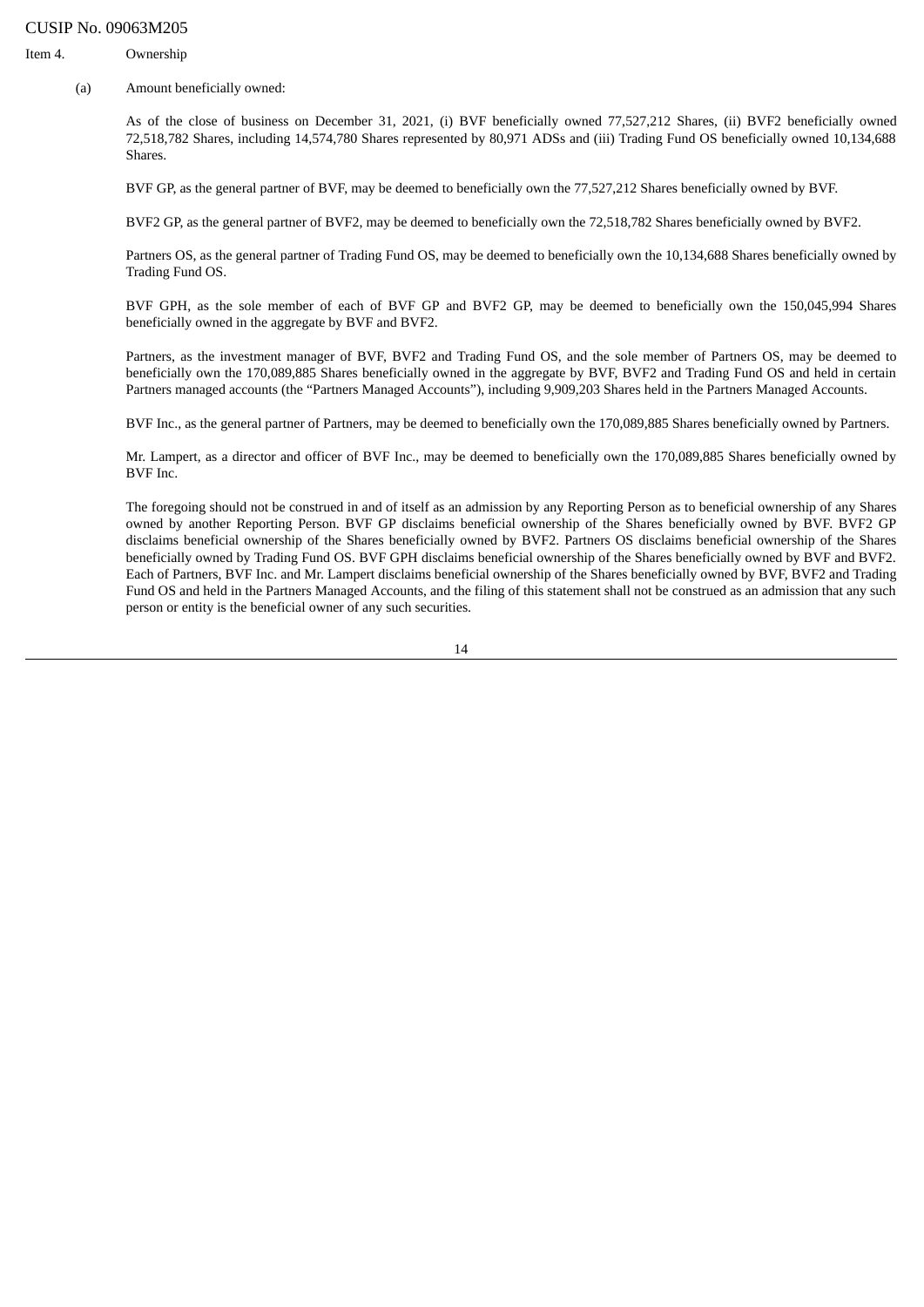CUSIP No. 09063M205

Item 4. Ownership

(a) Amount beneficially owned:

As of the close of business on December 31, 2021, (i) BVF beneficially owned 77,527,212 Shares, (ii) BVF2 beneficially owned 72,518,782 Shares, including 14,574,780 Shares represented by 80,971 ADSs and (iii) Trading Fund OS beneficially owned 10,134,688 Shares.

BVF GP, as the general partner of BVF, may be deemed to beneficially own the 77,527,212 Shares beneficially owned by BVF.

BVF2 GP, as the general partner of BVF2, may be deemed to beneficially own the 72,518,782 Shares beneficially owned by BVF2.

Partners OS, as the general partner of Trading Fund OS, may be deemed to beneficially own the 10,134,688 Shares beneficially owned by Trading Fund OS.

BVF GPH, as the sole member of each of BVF GP and BVF2 GP, may be deemed to beneficially own the 150,045,994 Shares beneficially owned in the aggregate by BVF and BVF2.

Partners, as the investment manager of BVF, BVF2 and Trading Fund OS, and the sole member of Partners OS, may be deemed to beneficially own the 170,089,885 Shares beneficially owned in the aggregate by BVF, BVF2 and Trading Fund OS and held in certain Partners managed accounts (the "Partners Managed Accounts"), including 9,909,203 Shares held in the Partners Managed Accounts.

BVF Inc., as the general partner of Partners, may be deemed to beneficially own the 170,089,885 Shares beneficially owned by Partners.

Mr. Lampert, as a director and officer of BVF Inc., may be deemed to beneficially own the 170,089,885 Shares beneficially owned by BVF Inc.

The foregoing should not be construed in and of itself as an admission by any Reporting Person as to beneficial ownership of any Shares owned by another Reporting Person. BVF GP disclaims beneficial ownership of the Shares beneficially owned by BVF. BVF2 GP disclaims beneficial ownership of the Shares beneficially owned by BVF2. Partners OS disclaims beneficial ownership of the Shares beneficially owned by Trading Fund OS. BVF GPH disclaims beneficial ownership of the Shares beneficially owned by BVF and BVF2. Each of Partners, BVF Inc. and Mr. Lampert disclaims beneficial ownership of the Shares beneficially owned by BVF, BVF2 and Trading Fund OS and held in the Partners Managed Accounts, and the filing of this statement shall not be construed as an admission that any such person or entity is the beneficial owner of any such securities.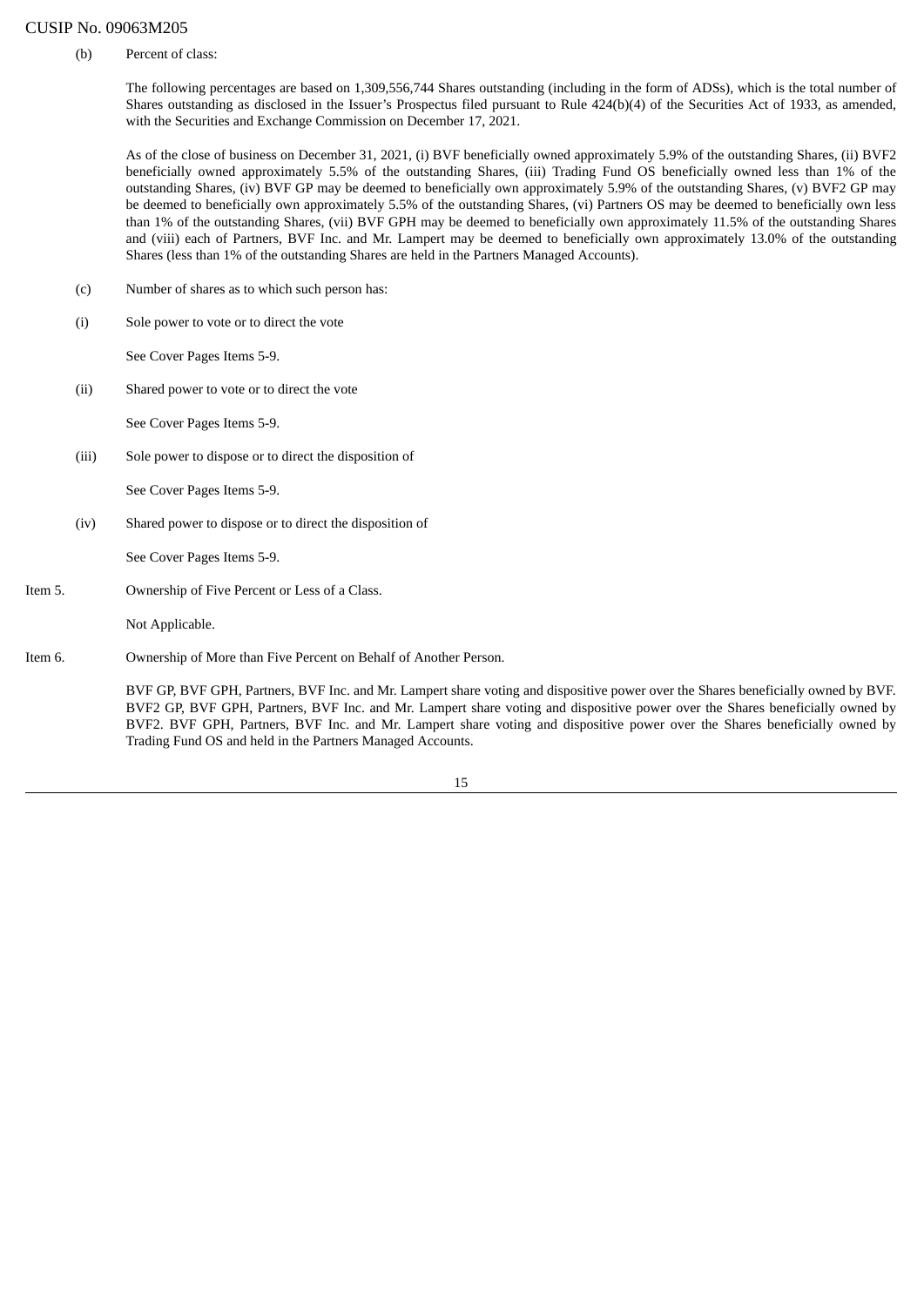CUSIP No. 09063M205

(b) Percent of class:

The following percentages are based on 1,309,556,744 Shares outstanding (including in the form of ADSs), which is the total number of Shares outstanding as disclosed in the Issuer's Prospectus filed pursuant to Rule 424(b)(4) of the Securities Act of 1933, as amended, with the Securities and Exchange Commission on December 17, 2021.

As of the close of business on December 31, 2021, (i) BVF beneficially owned approximately 5.9% of the outstanding Shares, (ii) BVF2 beneficially owned approximately 5.5% of the outstanding Shares, (iii) Trading Fund OS beneficially owned less than 1% of the outstanding Shares, (iv) BVF GP may be deemed to beneficially own approximately 5.9% of the outstanding Shares, (v) BVF2 GP may be deemed to beneficially own approximately 5.5% of the outstanding Shares, (vi) Partners OS may be deemed to beneficially own less than 1% of the outstanding Shares, (vii) BVF GPH may be deemed to beneficially own approximately 11.5% of the outstanding Shares and (viii) each of Partners, BVF Inc. and Mr. Lampert may be deemed to beneficially own approximately 13.0% of the outstanding Shares (less than 1% of the outstanding Shares are held in the Partners Managed Accounts).

(c) Number of shares as to which such person has:

(i) Sole power to vote or to direct the vote

See Cover Pages Items 5-9.

(ii) Shared power to vote or to direct the vote

See Cover Pages Items 5-9.

(iii) Sole power to dispose or to direct the disposition of

See Cover Pages Items 5-9.

(iv) Shared power to dispose or to direct the disposition of

See Cover Pages Items 5-9.

Item 5. Ownership of Five Percent or Less of a Class.

Not Applicable.

Item 6. Ownership of More than Five Percent on Behalf of Another Person.

BVF GP, BVF GPH, Partners, BVF Inc. and Mr. Lampert share voting and dispositive power over the Shares beneficially owned by BVF. BVF2 GP, BVF GPH, Partners, BVF Inc. and Mr. Lampert share voting and dispositive power over the Shares beneficially owned by BVF2. BVF GPH, Partners, BVF Inc. and Mr. Lampert share voting and dispositive power over the Shares beneficially owned by Trading Fund OS and held in the Partners Managed Accounts.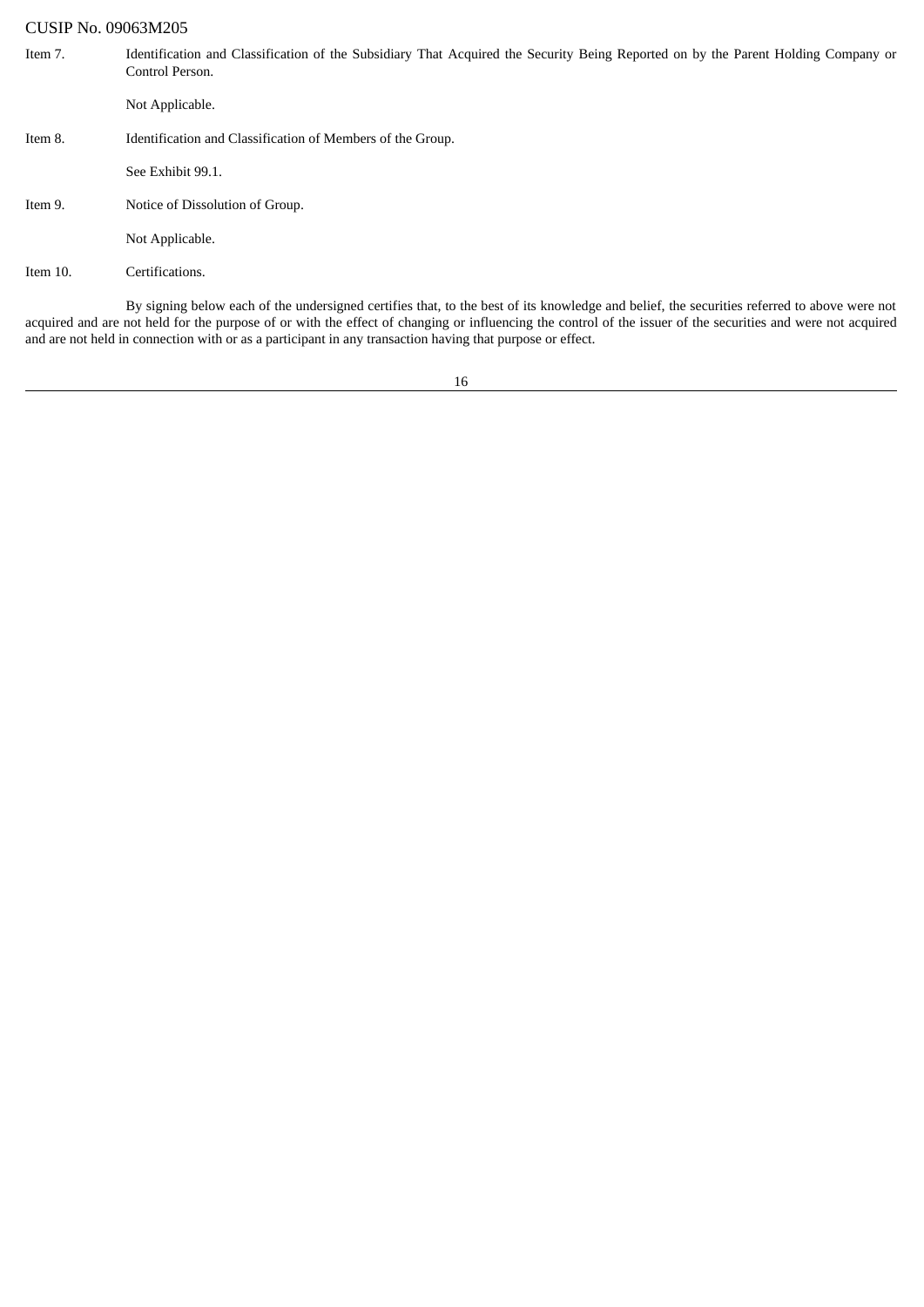CUSIP No. 09063M205

Item 7. Identification and Classification of the Subsidiary That Acquired the Security Being Reported on by the Parent Holding Company or Control Person.

Not Applicable.

Item 8. Identification and Classification of Members of the Group.

See Exhibit 99.1.

Item 9. Notice of Dissolution of Group.

Not Applicable.

Item 10. Certifications.

By signing below each of the undersigned certifies that, to the best of its knowledge and belief, the securities referred to above were not acquired and are not held for the purpose of or with the effect of changing or influencing the control of the issuer of the securities and were not acquired and are not held in connection with or as a participant in any transaction having that purpose or effect.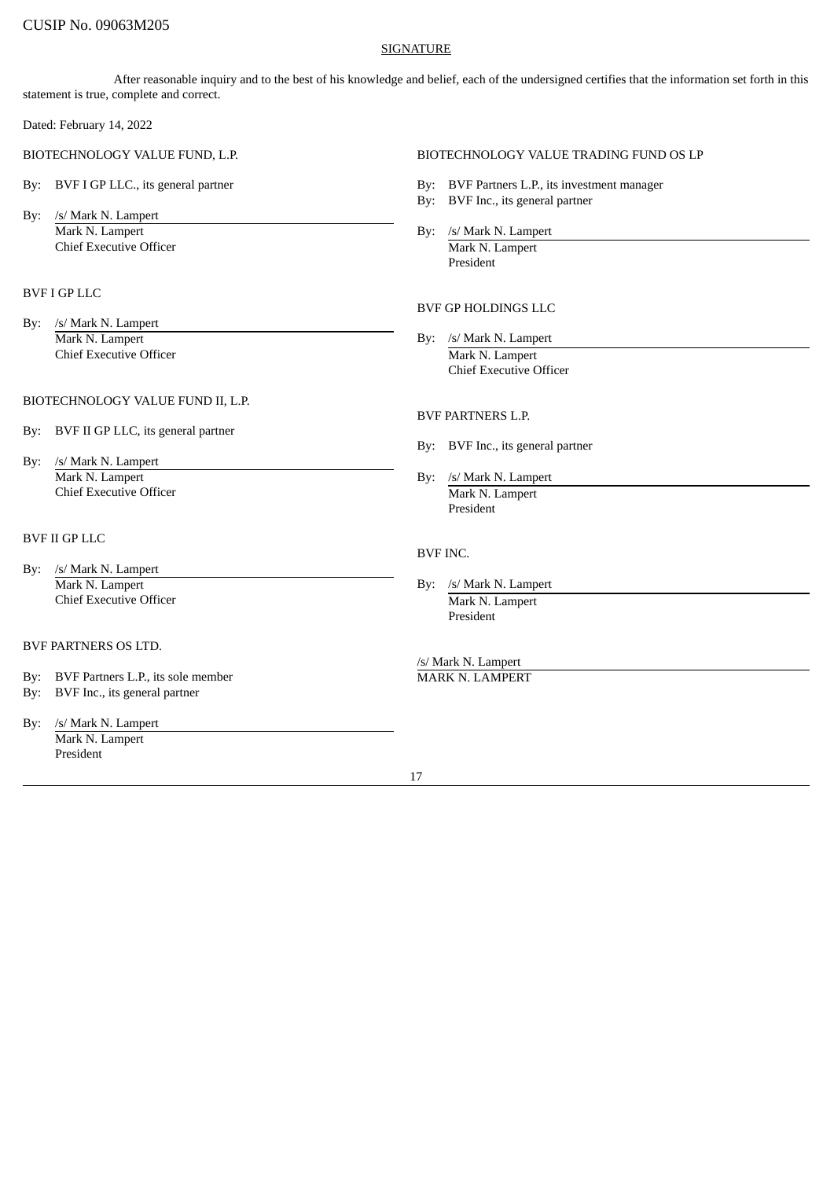CUSIP No. 09063M205

SIGNATURE

After reasonable inquiry and to the best of his knowledge and belief, each of the undersigned certifies that the information set forth in this statement is true, complete and correct.

Dated: February 14, 2022

BIOTECHNOLOGY VALUE FUND, L.P.

By: BVF I GP LLC., its general partner

By: /s/ Mark N. Lampert
Mark N. Lampert
Chief Executive Officer

BVF I GP LLC

By: /s/ Mark N. Lampert
Mark N. Lampert
Chief Executive Officer

BIOTECHNOLOGY VALUE FUND II, L.P.

By: BVF II GP LLC, its general partner

By: /s/ Mark N. Lampert
Mark N. Lampert
Chief Executive Officer

BVF II GP LLC

By: /s/ Mark N. Lampert
Mark N. Lampert
Chief Executive Officer

BVF PARTNERS OS LTD.

By: BVF Partners L.P., its sole member
By: BVF Inc., its general partner

By: /s/ Mark N. Lampert
Mark N. Lampert
President

BIOTECHNOLOGY VALUE TRADING FUND OS LP

By: BVF Partners L.P., its investment manager
By: BVF Inc., its general partner

By: /s/ Mark N. Lampert
Mark N. Lampert
President

BVF GP HOLDINGS LLC

By: /s/ Mark N. Lampert
Mark N. Lampert
Chief Executive Officer

BVF PARTNERS L.P.

By: BVF Inc., its general partner

By: /s/ Mark N. Lampert
Mark N. Lampert
President

BVF INC.

By: /s/ Mark N. Lampert
Mark N. Lampert
President

/s/ Mark N. Lampert
MARK N. LAMPERT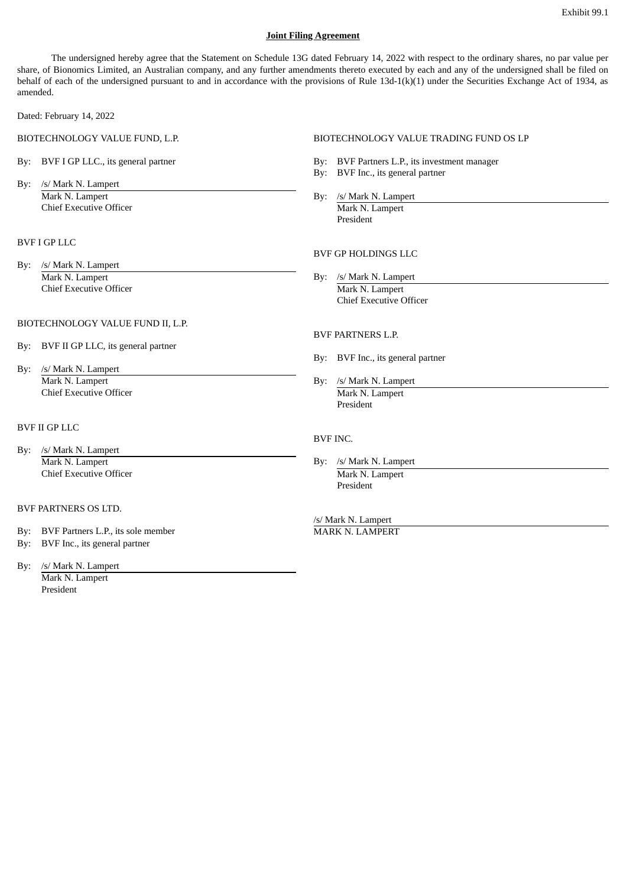Exhibit 99.1

**Joint Filing Agreement**

The undersigned hereby agree that the Statement on Schedule 13G dated February 14, 2022 with respect to the ordinary shares, no par value per share, of Bionomics Limited, an Australian company, and any further amendments thereto executed by each and any of the undersigned shall be filed on behalf of each of the undersigned pursuant to and in accordance with the provisions of Rule 13d-1(k)(1) under the Securities Exchange Act of 1934, as amended.

Dated: February 14, 2022

BIOTECHNOLOGY VALUE FUND, L.P.

By: BVF I GP LLC., its general partner

By: /s/ Mark N. Lampert
Mark N. Lampert
Chief Executive Officer

BVF I GP LLC

By: /s/ Mark N. Lampert
Mark N. Lampert
Chief Executive Officer

BIOTECHNOLOGY VALUE FUND II, L.P.

By: BVF II GP LLC, its general partner

By: /s/ Mark N. Lampert
Mark N. Lampert
Chief Executive Officer

BVF II GP LLC

By: /s/ Mark N. Lampert
Mark N. Lampert
Chief Executive Officer

BVF PARTNERS OS LTD.

By: BVF Partners L.P., its sole member
By: BVF Inc., its general partner

By: /s/ Mark N. Lampert
Mark N. Lampert
President

BIOTECHNOLOGY VALUE TRADING FUND OS LP

By: BVF Partners L.P., its investment manager
By: BVF Inc., its general partner

By: /s/ Mark N. Lampert
Mark N. Lampert
President

BVF GP HOLDINGS LLC

By: /s/ Mark N. Lampert
Mark N. Lampert
Chief Executive Officer

BVF PARTNERS L.P.

By: BVF Inc., its general partner

By: /s/ Mark N. Lampert
Mark N. Lampert
President

BVF INC.

By: /s/ Mark N. Lampert
Mark N. Lampert
President

/s/ Mark N. Lampert
MARK N. LAMPERT